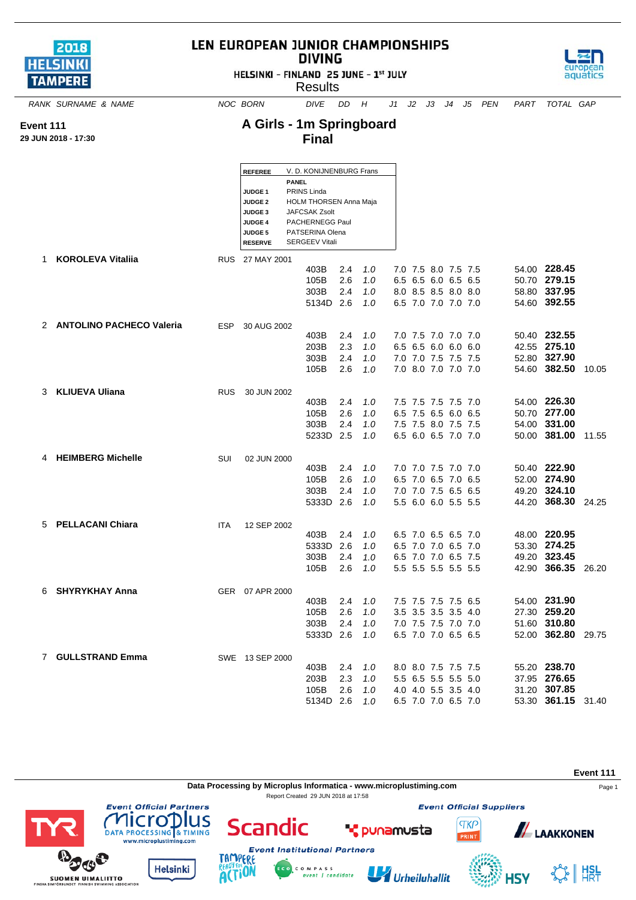# LEN EUROPEAN JUNIOR CHAMPIONSHIPS
## DIVING

HELSINKI - FINLAND 25 JUNE - 1st JULY

Results

**Event 111**
**29 JUN 2018 - 17:30**

## A Girls - 1m Springboard
## Final

| | |
|---|---|
| **REFEREE** | V. D. KONIJNENBURG Frans |
| | **PANEL** |
| **JUDGE 1** | PRINS Linda |
| **JUDGE 2** | HOLM THORSEN Anna Maja |
| **JUDGE 3** | JAFCSAK Zsolt |
| **JUDGE 4** | PACHERNEGG Paul |
| **JUDGE 5** | PATSERINA Olena |
| **RESERVE** | SERGEEV Vitali |

| RANK | SURNAME & NAME | NOC | BORN | DIVE | DD | H | J1 | J2 | J3 | J4 | J5 | PEN | PART | TOTAL | GAP |
|---|---|---|---|---|---|---|---|---|---|---|---|---|---|---|---|
| 1 | **KOROLEVA Vitaliia** | RUS | 27 MAY 2001 | | | | | | | | | | | | |
| | | | | 403B | 2.4 | 1.0 | 7.0 | 7.5 | 8.0 | 7.5 | 7.5 | | 54.00 | **228.45** | |
| | | | | 105B | 2.6 | 1.0 | 6.5 | 6.5 | 6.0 | 6.5 | 6.5 | | 50.70 | **279.15** | |
| | | | | 303B | 2.4 | 1.0 | 8.0 | 8.5 | 8.5 | 8.0 | 8.0 | | 58.80 | **337.95** | |
| | | | | 5134D | 2.6 | 1.0 | 6.5 | 7.0 | 7.0 | 7.0 | 7.0 | | 54.60 | **392.55** | |
| 2 | **ANTOLINO PACHECO Valeria** | ESP | 30 AUG 2002 | | | | | | | | | | | | |
| | | | | 403B | 2.4 | 1.0 | 7.0 | 7.5 | 7.0 | 7.0 | 7.0 | | 50.40 | **232.55** | |
| | | | | 203B | 2.3 | 1.0 | 6.5 | 6.5 | 6.0 | 6.0 | 6.0 | | 42.55 | **275.10** | |
| | | | | 303B | 2.4 | 1.0 | 7.0 | 7.0 | 7.5 | 7.5 | 7.5 | | 52.80 | **327.90** | |
| | | | | 105B | 2.6 | 1.0 | 7.0 | 8.0 | 7.0 | 7.0 | 7.0 | | 54.60 | **382.50** | 10.05 |
| 3 | **KLIUEVA Uliana** | RUS | 30 JUN 2002 | | | | | | | | | | | | |
| | | | | 403B | 2.4 | 1.0 | 7.5 | 7.5 | 7.5 | 7.5 | 7.0 | | 54.00 | **226.30** | |
| | | | | 105B | 2.6 | 1.0 | 6.5 | 7.5 | 6.5 | 6.0 | 6.5 | | 50.70 | **277.00** | |
| | | | | 303B | 2.4 | 1.0 | 7.5 | 7.5 | 8.0 | 7.5 | 7.5 | | 54.00 | **331.00** | |
| | | | | 5233D | 2.5 | 1.0 | 6.5 | 6.0 | 6.5 | 7.0 | 7.0 | | 50.00 | **381.00** | 11.55 |
| 4 | **HEIMBERG Michelle** | SUI | 02 JUN 2000 | | | | | | | | | | | | |
| | | | | 403B | 2.4 | 1.0 | 7.0 | 7.0 | 7.5 | 7.0 | 7.0 | | 50.40 | **222.90** | |
| | | | | 105B | 2.6 | 1.0 | 6.5 | 7.0 | 6.5 | 7.0 | 6.5 | | 52.00 | **274.90** | |
| | | | | 303B | 2.4 | 1.0 | 7.0 | 7.0 | 7.5 | 6.5 | 6.5 | | 49.20 | **324.10** | |
| | | | | 5333D | 2.6 | 1.0 | 5.5 | 6.0 | 6.0 | 5.5 | 5.5 | | 44.20 | **368.30** | 24.25 |
| 5 | **PELLACANI Chiara** | ITA | 12 SEP 2002 | | | | | | | | | | | | |
| | | | | 403B | 2.4 | 1.0 | 6.5 | 7.0 | 6.5 | 6.5 | 7.0 | | 48.00 | **220.95** | |
| | | | | 5333D | 2.6 | 1.0 | 6.5 | 7.0 | 7.0 | 6.5 | 7.0 | | 53.30 | **274.25** | |
| | | | | 303B | 2.4 | 1.0 | 6.5 | 7.0 | 7.0 | 6.5 | 7.5 | | 49.20 | **323.45** | |
| | | | | 105B | 2.6 | 1.0 | 5.5 | 5.5 | 5.5 | 5.5 | 5.5 | | 42.90 | **366.35** | 26.20 |
| 6 | **SHYRYKHAY Anna** | GER | 07 APR 2000 | | | | | | | | | | | | |
| | | | | 403B | 2.4 | 1.0 | 7.5 | 7.5 | 7.5 | 7.5 | 6.5 | | 54.00 | **231.90** | |
| | | | | 105B | 2.6 | 1.0 | 3.5 | 3.5 | 3.5 | 3.5 | 4.0 | | 27.30 | **259.20** | |
| | | | | 303B | 2.4 | 1.0 | 7.0 | 7.5 | 7.5 | 7.0 | 7.0 | | 51.60 | **310.80** | |
| | | | | 5333D | 2.6 | 1.0 | 6.5 | 7.0 | 7.0 | 6.5 | 6.5 | | 52.00 | **362.80** | 29.75 |
| 7 | **GULLSTRAND Emma** | SWE | 13 SEP 2000 | | | | | | | | | | | | |
| | | | | 403B | 2.4 | 1.0 | 8.0 | 8.0 | 7.5 | 7.5 | 7.5 | | 55.20 | **238.70** | |
| | | | | 203B | 2.3 | 1.0 | 5.5 | 6.5 | 5.5 | 5.5 | 5.0 | | 37.95 | **276.65** | |
| | | | | 105B | 2.6 | 1.0 | 4.0 | 4.0 | 5.5 | 3.5 | 4.0 | | 31.20 | **307.85** | |
| | | | | 5134D | 2.6 | 1.0 | 6.5 | 7.0 | 7.0 | 6.5 | 7.0 | | 53.30 | **361.15** | 31.40 |

**Data Processing by Microplus Informatica - www.microplustiming.com**

Report Created 29 JUN 2018 at 17:58

Event Official Partners · Event Official Suppliers · Event Institutional Partners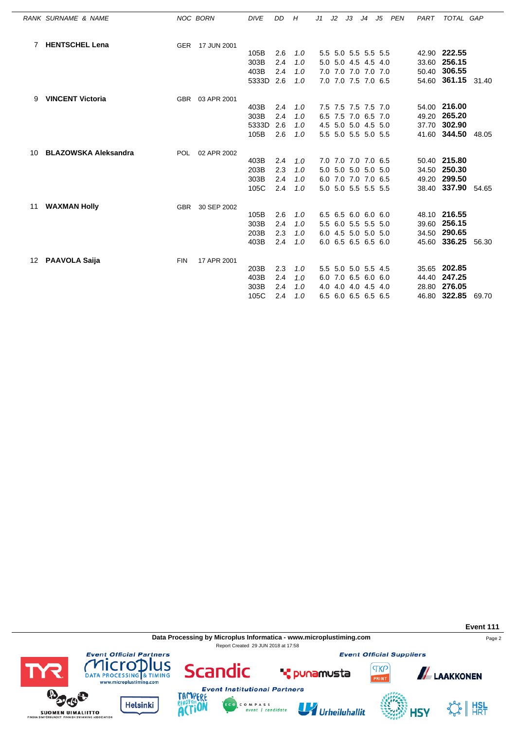| RANK | SURNAME & NAME | NOC | BORN | DIVE | DD | H | J1 | J2 | J3 | J4 | J5 | PEN | PART | TOTAL | GAP |
|---|---|---|---|---|---|---|---|---|---|---|---|---|---|---|---|
| 7 | **HENTSCHEL Lena** | GER | 17 JUN 2001 | | | | | | | | | | | | |
| | | | | 105B | 2.6 | 1.0 | 5.5 | 5.0 | 5.5 | 5.5 | 5.5 | | 42.90 | **222.55** | |
| | | | | 303B | 2.4 | 1.0 | 5.0 | 5.0 | 4.5 | 4.5 | 4.0 | | 33.60 | **256.15** | |
| | | | | 403B | 2.4 | 1.0 | 7.0 | 7.0 | 7.0 | 7.0 | 7.0 | | 50.40 | **306.55** | |
| | | | | 5333D | 2.6 | 1.0 | 7.0 | 7.0 | 7.5 | 7.0 | 6.5 | | 54.60 | **361.15** | 31.40 |
| 9 | **VINCENT Victoria** | GBR | 03 APR 2001 | | | | | | | | | | | | |
| | | | | 403B | 2.4 | 1.0 | 7.5 | 7.5 | 7.5 | 7.5 | 7.0 | | 54.00 | **216.00** | |
| | | | | 303B | 2.4 | 1.0 | 6.5 | 7.5 | 7.0 | 6.5 | 7.0 | | 49.20 | **265.20** | |
| | | | | 5333D | 2.6 | 1.0 | 4.5 | 5.0 | 5.0 | 4.5 | 5.0 | | 37.70 | **302.90** | |
| | | | | 105B | 2.6 | 1.0 | 5.5 | 5.0 | 5.5 | 5.0 | 5.5 | | 41.60 | **344.50** | 48.05 |
| 10 | **BLAZOWSKA Aleksandra** | POL | 02 APR 2002 | | | | | | | | | | | | |
| | | | | 403B | 2.4 | 1.0 | 7.0 | 7.0 | 7.0 | 7.0 | 6.5 | | 50.40 | **215.80** | |
| | | | | 203B | 2.3 | 1.0 | 5.0 | 5.0 | 5.0 | 5.0 | 5.0 | | 34.50 | **250.30** | |
| | | | | 303B | 2.4 | 1.0 | 6.0 | 7.0 | 7.0 | 7.0 | 6.5 | | 49.20 | **299.50** | |
| | | | | 105C | 2.4 | 1.0 | 5.0 | 5.0 | 5.5 | 5.5 | 5.5 | | 38.40 | **337.90** | 54.65 |
| 11 | **WAXMAN Holly** | GBR | 30 SEP 2002 | | | | | | | | | | | | |
| | | | | 105B | 2.6 | 1.0 | 6.5 | 6.5 | 6.0 | 6.0 | 6.0 | | 48.10 | **216.55** | |
| | | | | 303B | 2.4 | 1.0 | 5.5 | 6.0 | 5.5 | 5.5 | 5.0 | | 39.60 | **256.15** | |
| | | | | 203B | 2.3 | 1.0 | 6.0 | 4.5 | 5.0 | 5.0 | 5.0 | | 34.50 | **290.65** | |
| | | | | 403B | 2.4 | 1.0 | 6.0 | 6.5 | 6.5 | 6.5 | 6.0 | | 45.60 | **336.25** | 56.30 |
| 12 | **PAAVOLA Saija** | FIN | 17 APR 2001 | | | | | | | | | | | | |
| | | | | 203B | 2.3 | 1.0 | 5.5 | 5.0 | 5.0 | 5.5 | 4.5 | | 35.65 | **202.85** | |
| | | | | 403B | 2.4 | 1.0 | 6.0 | 7.0 | 6.5 | 6.0 | 6.0 | | 44.40 | **247.25** | |
| | | | | 303B | 2.4 | 1.0 | 4.0 | 4.0 | 4.0 | 4.5 | 4.0 | | 28.80 | **276.05** | |
| | | | | 105C | 2.4 | 1.0 | 6.5 | 6.0 | 6.5 | 6.5 | 6.5 | | 46.80 | **322.85** | 69.70 |

**Event 111**

**Data Processing by Microplus Informatica - www.microplustiming.com**

Report Created 29 JUN 2018 at 17:58

*Event Official Partners* — *Event Official Suppliers* — *Event Institutional Partners*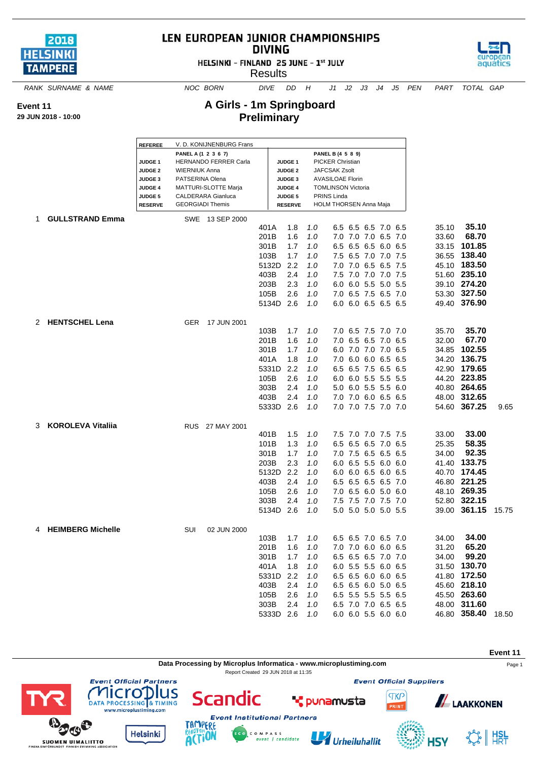# LEN EUROPEAN JUNIOR CHAMPIONSHIPS
## DIVING

HELSINKI - FINLAND 25 JUNE - 1st JULY

Results

**Event 11**
**29 JUN 2018 - 10:00**

## A Girls - 1m Springboard
## Preliminary

| REFEREE | V. D. KONIJNENBURG Frans | | |
|---|---|---|---|
| | PANEL A (1 2 3 6 7) | | PANEL B (4 5 8 9) |
| JUDGE 1 | HERNANDO FERRER Carla | JUDGE 1 | PICKER Christian |
| JUDGE 2 | WIERNIUK Anna | JUDGE 2 | JAFCSAK Zsolt |
| JUDGE 3 | PATSERINA Olena | JUDGE 3 | AVASILOAE Florin |
| JUDGE 4 | MATTURI-SLOTTE Marja | JUDGE 4 | TOMLINSON Victoria |
| JUDGE 5 | CALDERARA Gianluca | JUDGE 5 | PRINS Linda |
| RESERVE | GEORGIADI Themis | RESERVE | HOLM THORSEN Anna Maja |

| RANK | SURNAME & NAME | NOC | BORN | DIVE | DD | H | J1 | J2 | J3 | J4 | J5 | PEN | PART | TOTAL | GAP |
|---|---|---|---|---|---|---|---|---|---|---|---|---|---|---|---|
| 1 | **GULLSTRAND Emma** | SWE | 13 SEP 2000 | | | | | | | | | | | | |
| | | | | 401A | 1.8 | 1.0 | 6.5 | 6.5 | 6.5 | 7.0 | 6.5 | | 35.10 | **35.10** | |
| | | | | 201B | 1.6 | 1.0 | 7.0 | 7.0 | 7.0 | 6.5 | 7.0 | | 33.60 | **68.70** | |
| | | | | 301B | 1.7 | 1.0 | 6.5 | 6.5 | 6.5 | 6.0 | 6.5 | | 33.15 | **101.85** | |
| | | | | 103B | 1.7 | 1.0 | 7.5 | 6.5 | 7.0 | 7.0 | 7.5 | | 36.55 | **138.40** | |
| | | | | 5132D | 2.2 | 1.0 | 7.0 | 7.0 | 6.5 | 6.5 | 7.5 | | 45.10 | **183.50** | |
| | | | | 403B | 2.4 | 1.0 | 7.5 | 7.0 | 7.0 | 7.0 | 7.5 | | 51.60 | **235.10** | |
| | | | | 203B | 2.3 | 1.0 | 6.0 | 6.0 | 5.5 | 5.0 | 5.5 | | 39.10 | **274.20** | |
| | | | | 105B | 2.6 | 1.0 | 7.0 | 6.5 | 7.5 | 6.5 | 7.0 | | 53.30 | **327.50** | |
| | | | | 5134D | 2.6 | 1.0 | 6.0 | 6.0 | 6.5 | 6.5 | 6.5 | | 49.40 | **376.90** | |
| 2 | **HENTSCHEL Lena** | GER | 17 JUN 2001 | | | | | | | | | | | | |
| | | | | 103B | 1.7 | 1.0 | 7.0 | 6.5 | 7.5 | 7.0 | 7.0 | | 35.70 | **35.70** | |
| | | | | 201B | 1.6 | 1.0 | 7.0 | 6.5 | 6.5 | 7.0 | 6.5 | | 32.00 | **67.70** | |
| | | | | 301B | 1.7 | 1.0 | 6.0 | 7.0 | 7.0 | 7.0 | 6.5 | | 34.85 | **102.55** | |
| | | | | 401A | 1.8 | 1.0 | 7.0 | 6.0 | 6.0 | 6.5 | 6.5 | | 34.20 | **136.75** | |
| | | | | 5331D | 2.2 | 1.0 | 6.5 | 6.5 | 7.5 | 6.5 | 6.5 | | 42.90 | **179.65** | |
| | | | | 105B | 2.6 | 1.0 | 6.0 | 6.0 | 5.5 | 5.5 | 5.5 | | 44.20 | **223.85** | |
| | | | | 303B | 2.4 | 1.0 | 5.0 | 6.0 | 5.5 | 5.5 | 6.0 | | 40.80 | **264.65** | |
| | | | | 403B | 2.4 | 1.0 | 7.0 | 7.0 | 6.0 | 6.5 | 6.5 | | 48.00 | **312.65** | |
| | | | | 5333D | 2.6 | 1.0 | 7.0 | 7.0 | 7.5 | 7.0 | 7.0 | | 54.60 | **367.25** | 9.65 |
| 3 | **KOROLEVA Vitaliia** | RUS | 27 MAY 2001 | | | | | | | | | | | | |
| | | | | 401B | 1.5 | 1.0 | 7.5 | 7.0 | 7.0 | 7.5 | 7.5 | | 33.00 | **33.00** | |
| | | | | 101B | 1.3 | 1.0 | 6.5 | 6.5 | 6.5 | 7.0 | 6.5 | | 25.35 | **58.35** | |
| | | | | 301B | 1.7 | 1.0 | 7.0 | 7.5 | 6.5 | 6.5 | 6.5 | | 34.00 | **92.35** | |
| | | | | 203B | 2.3 | 1.0 | 6.0 | 6.5 | 5.5 | 6.0 | 6.0 | | 41.40 | **133.75** | |
| | | | | 5132D | 2.2 | 1.0 | 6.0 | 6.0 | 6.5 | 6.0 | 6.5 | | 40.70 | **174.45** | |
| | | | | 403B | 2.4 | 1.0 | 6.5 | 6.5 | 6.5 | 6.5 | 7.0 | | 46.80 | **221.25** | |
| | | | | 105B | 2.6 | 1.0 | 7.0 | 6.5 | 6.0 | 5.0 | 6.0 | | 48.10 | **269.35** | |
| | | | | 303B | 2.4 | 1.0 | 7.5 | 7.5 | 7.0 | 7.5 | 7.0 | | 52.80 | **322.15** | |
| | | | | 5134D | 2.6 | 1.0 | 5.0 | 5.0 | 5.0 | 5.0 | 5.5 | | 39.00 | **361.15** | 15.75 |
| 4 | **HEIMBERG Michelle** | SUI | 02 JUN 2000 | | | | | | | | | | | | |
| | | | | 103B | 1.7 | 1.0 | 6.5 | 6.5 | 7.0 | 6.5 | 7.0 | | 34.00 | **34.00** | |
| | | | | 201B | 1.6 | 1.0 | 7.0 | 7.0 | 6.0 | 6.0 | 6.5 | | 31.20 | **65.20** | |
| | | | | 301B | 1.7 | 1.0 | 6.5 | 6.5 | 6.5 | 7.0 | 7.0 | | 34.00 | **99.20** | |
| | | | | 401A | 1.8 | 1.0 | 6.0 | 5.5 | 5.5 | 6.0 | 6.5 | | 31.50 | **130.70** | |
| | | | | 5331D | 2.2 | 1.0 | 6.5 | 6.5 | 6.0 | 6.0 | 6.5 | | 41.80 | **172.50** | |
| | | | | 403B | 2.4 | 1.0 | 6.5 | 6.5 | 6.0 | 5.0 | 6.5 | | 45.60 | **218.10** | |
| | | | | 105B | 2.6 | 1.0 | 6.5 | 5.5 | 5.5 | 5.5 | 6.5 | | 45.50 | **263.60** | |
| | | | | 303B | 2.4 | 1.0 | 6.5 | 7.0 | 7.0 | 6.5 | 6.5 | | 48.00 | **311.60** | |
| | | | | 5333D | 2.6 | 1.0 | 6.0 | 6.0 | 5.5 | 6.0 | 6.0 | | 46.80 | **358.40** | 18.50 |

Data Processing by Microplus Informatica - www.microplustiming.com

Report Created 29 JUN 2018 at 11:35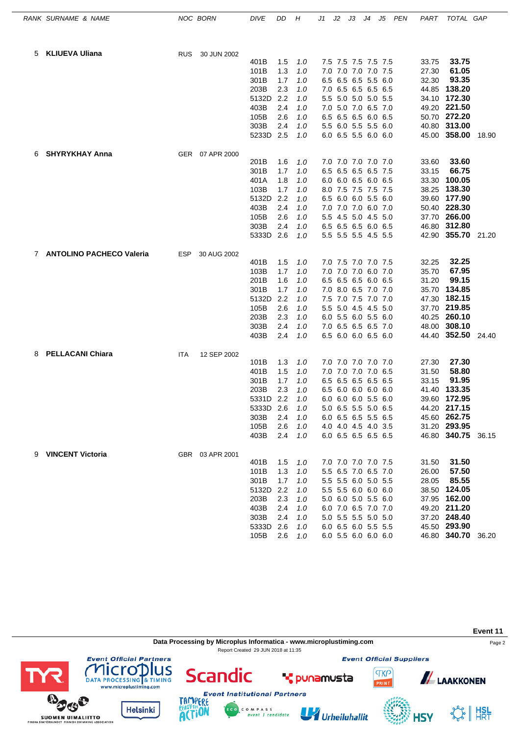| RANK | SURNAME & NAME | NOC | BORN | DIVE | DD | H | J1 | J2 | J3 | J4 | J5 | PEN | PART | TOTAL | GAP |
|---|---|---|---|---|---|---|---|---|---|---|---|---|---|---|---|
| 5 | **KLIUEVA Uliana** | RUS | 30 JUN 2002 | | | | | | | | | | | | |
| | | | | 401B | 1.5 | *1.0* | 7.5 | 7.5 | 7.5 | 7.5 | 7.5 | | 33.75 | **33.75** | |
| | | | | 101B | 1.3 | *1.0* | 7.0 | 7.0 | 7.0 | 7.0 | 7.5 | | 27.30 | **61.05** | |
| | | | | 301B | 1.7 | *1.0* | 6.5 | 6.5 | 6.5 | 5.5 | 6.0 | | 32.30 | **93.35** | |
| | | | | 203B | 2.3 | *1.0* | 7.0 | 6.5 | 6.5 | 6.5 | 6.5 | | 44.85 | **138.20** | |
| | | | | 5132D | 2.2 | *1.0* | 5.5 | 5.0 | 5.0 | 5.0 | 5.5 | | 34.10 | **172.30** | |
| | | | | 403B | 2.4 | *1.0* | 7.0 | 5.0 | 7.0 | 6.5 | 7.0 | | 49.20 | **221.50** | |
| | | | | 105B | 2.6 | *1.0* | 6.5 | 6.5 | 6.5 | 6.0 | 6.5 | | 50.70 | **272.20** | |
| | | | | 303B | 2.4 | *1.0* | 5.5 | 6.0 | 5.5 | 5.5 | 6.0 | | 40.80 | **313.00** | |
| | | | | 5233D | 2.5 | *1.0* | 6.0 | 6.5 | 5.5 | 6.0 | 6.0 | | 45.00 | **358.00** | 18.90 |
| 6 | **SHYRYKHAY Anna** | GER | 07 APR 2000 | | | | | | | | | | | | |
| | | | | 201B | 1.6 | *1.0* | 7.0 | 7.0 | 7.0 | 7.0 | 7.0 | | 33.60 | **33.60** | |
| | | | | 301B | 1.7 | *1.0* | 6.5 | 6.5 | 6.5 | 6.5 | 7.5 | | 33.15 | **66.75** | |
| | | | | 401A | 1.8 | *1.0* | 6.0 | 6.0 | 6.5 | 6.0 | 6.5 | | 33.30 | **100.05** | |
| | | | | 103B | 1.7 | *1.0* | 8.0 | 7.5 | 7.5 | 7.5 | 7.5 | | 38.25 | **138.30** | |
| | | | | 5132D | 2.2 | *1.0* | 6.5 | 6.0 | 6.0 | 5.5 | 6.0 | | 39.60 | **177.90** | |
| | | | | 403B | 2.4 | *1.0* | 7.0 | 7.0 | 7.0 | 6.0 | 7.0 | | 50.40 | **228.30** | |
| | | | | 105B | 2.6 | *1.0* | 5.5 | 4.5 | 5.0 | 4.5 | 5.0 | | 37.70 | **266.00** | |
| | | | | 303B | 2.4 | *1.0* | 6.5 | 6.5 | 6.5 | 6.0 | 6.5 | | 46.80 | **312.80** | |
| | | | | 5333D | 2.6 | *1.0* | 5.5 | 5.5 | 5.5 | 4.5 | 5.5 | | 42.90 | **355.70** | 21.20 |
| 7 | **ANTOLINO PACHECO Valeria** | ESP | 30 AUG 2002 | | | | | | | | | | | | |
| | | | | 401B | 1.5 | *1.0* | 7.0 | 7.5 | 7.0 | 7.0 | 7.5 | | 32.25 | **32.25** | |
| | | | | 103B | 1.7 | *1.0* | 7.0 | 7.0 | 7.0 | 6.0 | 7.0 | | 35.70 | **67.95** | |
| | | | | 201B | 1.6 | *1.0* | 6.5 | 6.5 | 6.5 | 6.0 | 6.5 | | 31.20 | **99.15** | |
| | | | | 301B | 1.7 | *1.0* | 7.0 | 8.0 | 6.5 | 7.0 | 7.0 | | 35.70 | **134.85** | |
| | | | | 5132D | 2.2 | *1.0* | 7.5 | 7.0 | 7.5 | 7.0 | 7.0 | | 47.30 | **182.15** | |
| | | | | 105B | 2.6 | *1.0* | 5.5 | 5.0 | 4.5 | 4.5 | 5.0 | | 37.70 | **219.85** | |
| | | | | 203B | 2.3 | *1.0* | 6.0 | 5.5 | 6.0 | 5.5 | 6.0 | | 40.25 | **260.10** | |
| | | | | 303B | 2.4 | *1.0* | 7.0 | 6.5 | 6.5 | 6.5 | 7.0 | | 48.00 | **308.10** | |
| | | | | 403B | 2.4 | *1.0* | 6.5 | 6.0 | 6.0 | 6.5 | 6.0 | | 44.40 | **352.50** | 24.40 |
| 8 | **PELLACANI Chiara** | ITA | 12 SEP 2002 | | | | | | | | | | | | |
| | | | | 101B | 1.3 | *1.0* | 7.0 | 7.0 | 7.0 | 7.0 | 7.0 | | 27.30 | **27.30** | |
| | | | | 401B | 1.5 | *1.0* | 7.0 | 7.0 | 7.0 | 7.0 | 6.5 | | 31.50 | **58.80** | |
| | | | | 301B | 1.7 | *1.0* | 6.5 | 6.5 | 6.5 | 6.5 | 6.5 | | 33.15 | **91.95** | |
| | | | | 203B | 2.3 | *1.0* | 6.5 | 6.0 | 6.0 | 6.0 | 6.0 | | 41.40 | **133.35** | |
| | | | | 5331D | 2.2 | *1.0* | 6.0 | 6.0 | 6.0 | 5.5 | 6.0 | | 39.60 | **172.95** | |
| | | | | 5333D | 2.6 | *1.0* | 5.0 | 6.5 | 5.5 | 5.0 | 6.5 | | 44.20 | **217.15** | |
| | | | | 303B | 2.4 | *1.0* | 6.0 | 6.5 | 6.5 | 5.5 | 6.5 | | 45.60 | **262.75** | |
| | | | | 105B | 2.6 | *1.0* | 4.0 | 4.0 | 4.5 | 4.0 | 3.5 | | 31.20 | **293.95** | |
| | | | | 403B | 2.4 | *1.0* | 6.0 | 6.5 | 6.5 | 6.5 | 6.5 | | 46.80 | **340.75** | 36.15 |
| 9 | **VINCENT Victoria** | GBR | 03 APR 2001 | | | | | | | | | | | | |
| | | | | 401B | 1.5 | *1.0* | 7.0 | 7.0 | 7.0 | 7.0 | 7.5 | | 31.50 | **31.50** | |
| | | | | 101B | 1.3 | *1.0* | 5.5 | 6.5 | 7.0 | 6.5 | 7.0 | | 26.00 | **57.50** | |
| | | | | 301B | 1.7 | *1.0* | 5.5 | 5.5 | 6.0 | 5.0 | 5.5 | | 28.05 | **85.55** | |
| | | | | 5132D | 2.2 | *1.0* | 5.5 | 5.5 | 6.0 | 6.0 | 6.0 | | 38.50 | **124.05** | |
| | | | | 203B | 2.3 | *1.0* | 5.0 | 6.0 | 5.0 | 5.5 | 6.0 | | 37.95 | **162.00** | |
| | | | | 403B | 2.4 | *1.0* | 6.0 | 7.0 | 6.5 | 7.0 | 7.0 | | 49.20 | **211.20** | |
| | | | | 303B | 2.4 | *1.0* | 5.0 | 5.5 | 5.5 | 5.0 | 5.0 | | 37.20 | **248.40** | |
| | | | | 5333D | 2.6 | *1.0* | 6.0 | 6.5 | 6.0 | 5.5 | 5.5 | | 45.50 | **293.90** | |
| | | | | 105B | 2.6 | *1.0* | 6.0 | 5.5 | 6.0 | 6.0 | 6.0 | | 46.80 | **340.70** | 36.20 |

**Event 11**

Data Processing by Microplus Informatica - www.microplustiming.com

Report Created 29 JUN 2018 at 11:35

*Event Official Partners* — TYR, Microplus Data Processing & Timing (www.microplustiming.com), Scandic

*Event Official Suppliers* — punamusta, TKP Print, Laakkonen

*Event Institutional Partners* — Suomen Uimaliitto (Finska Simförbundet, Finnish Swimming Association), Helsinki, Tampere Ready for Action, Eco Compass event / candidate, Urheiluhallit, HSY, HSL HRT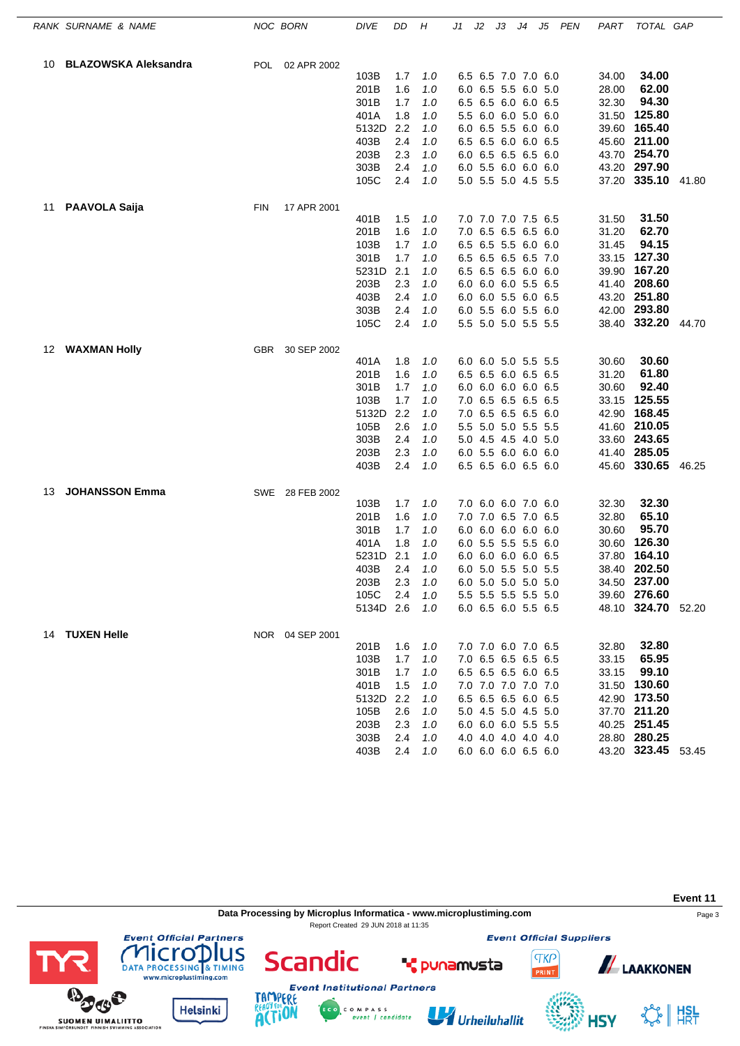| RANK | SURNAME & NAME | NOC | BORN | DIVE | DD | H | J1 | J2 | J3 | J4 | J5 | PEN | PART | TOTAL | GAP |
|---|---|---|---|---|---|---|---|---|---|---|---|---|---|---|---|
| 10 | **BLAZOWSKA Aleksandra** | POL | 02 APR 2002 | | | | | | | | | | | | |
| | | | | 103B | 1.7 | 1.0 | 6.5 | 6.5 | 7.0 | 7.0 | 6.0 | | 34.00 | **34.00** | |
| | | | | 201B | 1.6 | 1.0 | 6.0 | 6.5 | 5.5 | 6.0 | 5.0 | | 28.00 | **62.00** | |
| | | | | 301B | 1.7 | 1.0 | 6.5 | 6.5 | 6.0 | 6.0 | 6.5 | | 32.30 | **94.30** | |
| | | | | 401A | 1.8 | 1.0 | 5.5 | 6.0 | 6.0 | 5.0 | 6.0 | | 31.50 | **125.80** | |
| | | | | 5132D | 2.2 | 1.0 | 6.0 | 6.5 | 5.5 | 6.0 | 6.0 | | 39.60 | **165.40** | |
| | | | | 403B | 2.4 | 1.0 | 6.5 | 6.5 | 6.0 | 6.0 | 6.5 | | 45.60 | **211.00** | |
| | | | | 203B | 2.3 | 1.0 | 6.0 | 6.5 | 6.5 | 6.5 | 6.0 | | 43.70 | **254.70** | |
| | | | | 303B | 2.4 | 1.0 | 6.0 | 5.5 | 6.0 | 6.0 | 6.0 | | 43.20 | **297.90** | |
| | | | | 105C | 2.4 | 1.0 | 5.0 | 5.5 | 5.0 | 4.5 | 5.5 | | 37.20 | **335.10** | 41.80 |
| 11 | **PAAVOLA Saija** | FIN | 17 APR 2001 | | | | | | | | | | | | |
| | | | | 401B | 1.5 | 1.0 | 7.0 | 7.0 | 7.0 | 7.5 | 6.5 | | 31.50 | **31.50** | |
| | | | | 201B | 1.6 | 1.0 | 7.0 | 6.5 | 6.5 | 6.5 | 6.0 | | 31.20 | **62.70** | |
| | | | | 103B | 1.7 | 1.0 | 6.5 | 6.5 | 5.5 | 6.0 | 6.0 | | 31.45 | **94.15** | |
| | | | | 301B | 1.7 | 1.0 | 6.5 | 6.5 | 6.5 | 6.5 | 7.0 | | 33.15 | **127.30** | |
| | | | | 5231D | 2.1 | 1.0 | 6.5 | 6.5 | 6.5 | 6.0 | 6.0 | | 39.90 | **167.20** | |
| | | | | 203B | 2.3 | 1.0 | 6.0 | 6.0 | 6.0 | 5.5 | 6.5 | | 41.40 | **208.60** | |
| | | | | 403B | 2.4 | 1.0 | 6.0 | 6.0 | 5.5 | 6.0 | 6.5 | | 43.20 | **251.80** | |
| | | | | 303B | 2.4 | 1.0 | 6.0 | 5.5 | 6.0 | 5.5 | 6.0 | | 42.00 | **293.80** | |
| | | | | 105C | 2.4 | 1.0 | 5.5 | 5.0 | 5.0 | 5.5 | 5.5 | | 38.40 | **332.20** | 44.70 |
| 12 | **WAXMAN Holly** | GBR | 30 SEP 2002 | | | | | | | | | | | | |
| | | | | 401A | 1.8 | 1.0 | 6.0 | 6.0 | 5.0 | 5.5 | 5.5 | | 30.60 | **30.60** | |
| | | | | 201B | 1.6 | 1.0 | 6.5 | 6.5 | 6.0 | 6.5 | 6.5 | | 31.20 | **61.80** | |
| | | | | 301B | 1.7 | 1.0 | 6.0 | 6.0 | 6.0 | 6.0 | 6.5 | | 30.60 | **92.40** | |
| | | | | 103B | 1.7 | 1.0 | 7.0 | 6.5 | 6.5 | 6.5 | 6.5 | | 33.15 | **125.55** | |
| | | | | 5132D | 2.2 | 1.0 | 7.0 | 6.5 | 6.5 | 6.5 | 6.0 | | 42.90 | **168.45** | |
| | | | | 105B | 2.6 | 1.0 | 5.5 | 5.0 | 5.0 | 5.5 | 5.5 | | 41.60 | **210.05** | |
| | | | | 303B | 2.4 | 1.0 | 5.0 | 4.5 | 4.5 | 4.0 | 5.0 | | 33.60 | **243.65** | |
| | | | | 203B | 2.3 | 1.0 | 6.0 | 5.5 | 6.0 | 6.0 | 6.0 | | 41.40 | **285.05** | |
| | | | | 403B | 2.4 | 1.0 | 6.5 | 6.5 | 6.0 | 6.5 | 6.0 | | 45.60 | **330.65** | 46.25 |
| 13 | **JOHANSSON Emma** | SWE | 28 FEB 2002 | | | | | | | | | | | | |
| | | | | 103B | 1.7 | 1.0 | 7.0 | 6.0 | 6.0 | 7.0 | 6.0 | | 32.30 | **32.30** | |
| | | | | 201B | 1.6 | 1.0 | 7.0 | 7.0 | 6.5 | 7.0 | 6.5 | | 32.80 | **65.10** | |
| | | | | 301B | 1.7 | 1.0 | 6.0 | 6.0 | 6.0 | 6.0 | 6.0 | | 30.60 | **95.70** | |
| | | | | 401A | 1.8 | 1.0 | 6.0 | 5.5 | 5.5 | 5.5 | 6.0 | | 30.60 | **126.30** | |
| | | | | 5231D | 2.1 | 1.0 | 6.0 | 6.0 | 6.0 | 6.0 | 6.5 | | 37.80 | **164.10** | |
| | | | | 403B | 2.4 | 1.0 | 6.0 | 5.0 | 5.5 | 5.0 | 5.5 | | 38.40 | **202.50** | |
| | | | | 203B | 2.3 | 1.0 | 6.0 | 5.0 | 5.0 | 5.0 | 5.0 | | 34.50 | **237.00** | |
| | | | | 105C | 2.4 | 1.0 | 5.5 | 5.5 | 5.5 | 5.5 | 5.0 | | 39.60 | **276.60** | |
| | | | | 5134D | 2.6 | 1.0 | 6.0 | 6.5 | 6.0 | 5.5 | 6.5 | | 48.10 | **324.70** | 52.20 |
| 14 | **TUXEN Helle** | NOR | 04 SEP 2001 | | | | | | | | | | | | |
| | | | | 201B | 1.6 | 1.0 | 7.0 | 7.0 | 6.0 | 7.0 | 6.5 | | 32.80 | **32.80** | |
| | | | | 103B | 1.7 | 1.0 | 7.0 | 6.5 | 6.5 | 6.5 | 6.5 | | 33.15 | **65.95** | |
| | | | | 301B | 1.7 | 1.0 | 6.5 | 6.5 | 6.5 | 6.0 | 6.5 | | 33.15 | **99.10** | |
| | | | | 401B | 1.5 | 1.0 | 7.0 | 7.0 | 7.0 | 7.0 | 7.0 | | 31.50 | **130.60** | |
| | | | | 5132D | 2.2 | 1.0 | 6.5 | 6.5 | 6.5 | 6.0 | 6.5 | | 42.90 | **173.50** | |
| | | | | 105B | 2.6 | 1.0 | 5.0 | 4.5 | 5.0 | 4.5 | 5.0 | | 37.70 | **211.20** | |
| | | | | 203B | 2.3 | 1.0 | 6.0 | 6.0 | 6.0 | 5.5 | 5.5 | | 40.25 | **251.45** | |
| | | | | 303B | 2.4 | 1.0 | 4.0 | 4.0 | 4.0 | 4.0 | 4.0 | | 28.80 | **280.25** | |
| | | | | 403B | 2.4 | 1.0 | 6.0 | 6.0 | 6.0 | 6.5 | 6.0 | | 43.20 | **323.45** | 53.45 |

**Event 11**

Data Processing by Microplus Informatica - www.microplustiming.com

Report Created 29 JUN 2018 at 11:35

Event Official Partners: TYR, Microplus Data Processing & Timing (www.microplustiming.com), Scandic

Event Official Suppliers: punamusta, TKP Print, Laakkonen

Event Institutional Partners: Suomen Uimaliitto (Finska Simförbundet, Finnish Swimming Association), Helsinki, Tampere Ready for Action, Eco Compass event | candidate, Urheiluhallit, HSY, HSL HRT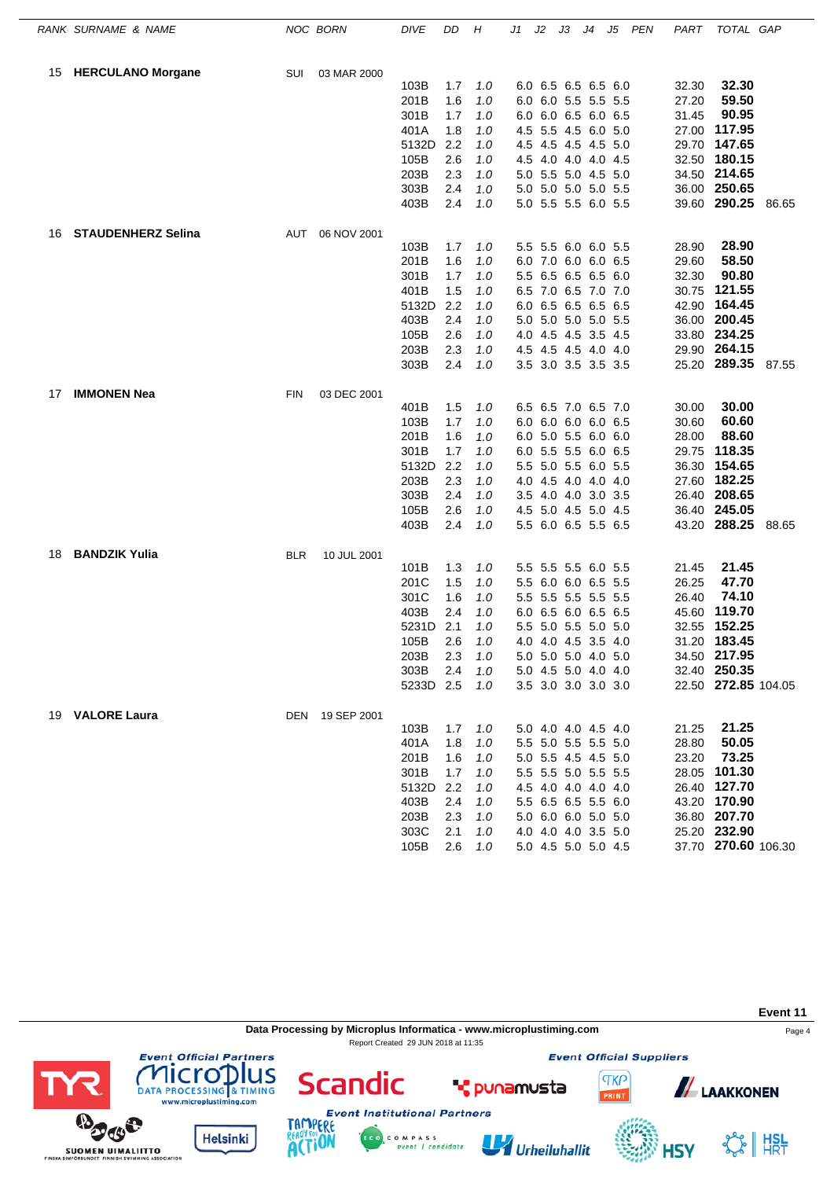| RANK | SURNAME & NAME | NOC | BORN | DIVE | DD | H | J1 | J2 | J3 | J4 | J5 | PEN | PART | TOTAL | GAP |
|---|---|---|---|---|---|---|---|---|---|---|---|---|---|---|---|
| 15 | **HERCULANO Morgane** | SUI | 03 MAR 2000 | | | | | | | | | | | | |
| | | | | 103B | 1.7 | 1.0 | 6.0 | 6.5 | 6.5 | 6.5 | 6.0 | | 32.30 | **32.30** | |
| | | | | 201B | 1.6 | 1.0 | 6.0 | 6.0 | 5.5 | 5.5 | 5.5 | | 27.20 | **59.50** | |
| | | | | 301B | 1.7 | 1.0 | 6.0 | 6.0 | 6.5 | 6.0 | 6.5 | | 31.45 | **90.95** | |
| | | | | 401A | 1.8 | 1.0 | 4.5 | 5.5 | 4.5 | 6.0 | 5.0 | | 27.00 | **117.95** | |
| | | | | 5132D | 2.2 | 1.0 | 4.5 | 4.5 | 4.5 | 4.5 | 5.0 | | 29.70 | **147.65** | |
| | | | | 105B | 2.6 | 1.0 | 4.5 | 4.0 | 4.0 | 4.0 | 4.5 | | 32.50 | **180.15** | |
| | | | | 203B | 2.3 | 1.0 | 5.0 | 5.5 | 5.0 | 4.5 | 5.0 | | 34.50 | **214.65** | |
| | | | | 303B | 2.4 | 1.0 | 5.0 | 5.0 | 5.0 | 5.0 | 5.5 | | 36.00 | **250.65** | |
| | | | | 403B | 2.4 | 1.0 | 5.0 | 5.5 | 5.5 | 6.0 | 5.5 | | 39.60 | **290.25** | 86.65 |
| 16 | **STAUDENHERZ Selina** | AUT | 06 NOV 2001 | | | | | | | | | | | | |
| | | | | 103B | 1.7 | 1.0 | 5.5 | 5.5 | 6.0 | 6.0 | 5.5 | | 28.90 | **28.90** | |
| | | | | 201B | 1.6 | 1.0 | 6.0 | 7.0 | 6.0 | 6.0 | 6.5 | | 29.60 | **58.50** | |
| | | | | 301B | 1.7 | 1.0 | 5.5 | 6.5 | 6.5 | 6.5 | 6.0 | | 32.30 | **90.80** | |
| | | | | 401B | 1.5 | 1.0 | 6.5 | 7.0 | 6.5 | 7.0 | 7.0 | | 30.75 | **121.55** | |
| | | | | 5132D | 2.2 | 1.0 | 6.0 | 6.5 | 6.5 | 6.5 | 6.5 | | 42.90 | **164.45** | |
| | | | | 403B | 2.4 | 1.0 | 5.0 | 5.0 | 5.0 | 5.0 | 5.5 | | 36.00 | **200.45** | |
| | | | | 105B | 2.6 | 1.0 | 4.0 | 4.5 | 4.5 | 3.5 | 4.5 | | 33.80 | **234.25** | |
| | | | | 203B | 2.3 | 1.0 | 4.5 | 4.5 | 4.5 | 4.0 | 4.0 | | 29.90 | **264.15** | |
| | | | | 303B | 2.4 | 1.0 | 3.5 | 3.0 | 3.5 | 3.5 | 3.5 | | 25.20 | **289.35** | 87.55 |
| 17 | **IMMONEN Nea** | FIN | 03 DEC 2001 | | | | | | | | | | | | |
| | | | | 401B | 1.5 | 1.0 | 6.5 | 6.5 | 7.0 | 6.5 | 7.0 | | 30.00 | **30.00** | |
| | | | | 103B | 1.7 | 1.0 | 6.0 | 6.0 | 6.0 | 6.0 | 6.5 | | 30.60 | **60.60** | |
| | | | | 201B | 1.6 | 1.0 | 6.0 | 5.0 | 5.5 | 6.0 | 6.0 | | 28.00 | **88.60** | |
| | | | | 301B | 1.7 | 1.0 | 6.0 | 5.5 | 5.5 | 6.0 | 6.5 | | 29.75 | **118.35** | |
| | | | | 5132D | 2.2 | 1.0 | 5.5 | 5.0 | 5.5 | 6.0 | 5.5 | | 36.30 | **154.65** | |
| | | | | 203B | 2.3 | 1.0 | 4.0 | 4.5 | 4.0 | 4.0 | 4.0 | | 27.60 | **182.25** | |
| | | | | 303B | 2.4 | 1.0 | 3.5 | 4.0 | 4.0 | 3.0 | 3.5 | | 26.40 | **208.65** | |
| | | | | 105B | 2.6 | 1.0 | 4.5 | 5.0 | 4.5 | 5.0 | 4.5 | | 36.40 | **245.05** | |
| | | | | 403B | 2.4 | 1.0 | 5.5 | 6.0 | 6.5 | 5.5 | 6.5 | | 43.20 | **288.25** | 88.65 |
| 18 | **BANDZIK Yulia** | BLR | 10 JUL 2001 | | | | | | | | | | | | |
| | | | | 101B | 1.3 | 1.0 | 5.5 | 5.5 | 5.5 | 6.0 | 5.5 | | 21.45 | **21.45** | |
| | | | | 201C | 1.5 | 1.0 | 5.5 | 6.0 | 6.0 | 6.5 | 5.5 | | 26.25 | **47.70** | |
| | | | | 301C | 1.6 | 1.0 | 5.5 | 5.5 | 5.5 | 5.5 | 5.5 | | 26.40 | **74.10** | |
| | | | | 403B | 2.4 | 1.0 | 6.0 | 6.5 | 6.0 | 6.5 | 6.5 | | 45.60 | **119.70** | |
| | | | | 5231D | 2.1 | 1.0 | 5.5 | 5.0 | 5.5 | 5.0 | 5.0 | | 32.55 | **152.25** | |
| | | | | 105B | 2.6 | 1.0 | 4.0 | 4.0 | 4.5 | 3.5 | 4.0 | | 31.20 | **183.45** | |
| | | | | 203B | 2.3 | 1.0 | 5.0 | 5.0 | 5.0 | 4.0 | 5.0 | | 34.50 | **217.95** | |
| | | | | 303B | 2.4 | 1.0 | 5.0 | 4.5 | 5.0 | 4.0 | 4.0 | | 32.40 | **250.35** | |
| | | | | 5233D | 2.5 | 1.0 | 3.5 | 3.0 | 3.0 | 3.0 | 3.0 | | 22.50 | **272.85** | 104.05 |
| 19 | **VALORE Laura** | DEN | 19 SEP 2001 | | | | | | | | | | | | |
| | | | | 103B | 1.7 | 1.0 | 5.0 | 4.0 | 4.0 | 4.5 | 4.0 | | 21.25 | **21.25** | |
| | | | | 401A | 1.8 | 1.0 | 5.5 | 5.0 | 5.5 | 5.5 | 5.0 | | 28.80 | **50.05** | |
| | | | | 201B | 1.6 | 1.0 | 5.0 | 5.5 | 4.5 | 4.5 | 5.0 | | 23.20 | **73.25** | |
| | | | | 301B | 1.7 | 1.0 | 5.5 | 5.5 | 5.0 | 5.5 | 5.5 | | 28.05 | **101.30** | |
| | | | | 5132D | 2.2 | 1.0 | 4.5 | 4.0 | 4.0 | 4.0 | 4.0 | | 26.40 | **127.70** | |
| | | | | 403B | 2.4 | 1.0 | 5.5 | 6.5 | 6.5 | 5.5 | 6.0 | | 43.20 | **170.90** | |
| | | | | 203B | 2.3 | 1.0 | 5.0 | 6.0 | 6.0 | 5.0 | 5.0 | | 36.80 | **207.70** | |
| | | | | 303C | 2.1 | 1.0 | 4.0 | 4.0 | 4.0 | 3.5 | 5.0 | | 25.20 | **232.90** | |
| | | | | 105B | 2.6 | 1.0 | 5.0 | 4.5 | 5.0 | 5.0 | 4.5 | | 37.70 | **270.60** | 106.30 |

Event 11

Data Processing by Microplus Informatica - www.microplustiming.com

Report Created 29 JUN 2018 at 11:35

Event Official Partners — Event Official Suppliers — Event Institutional Partners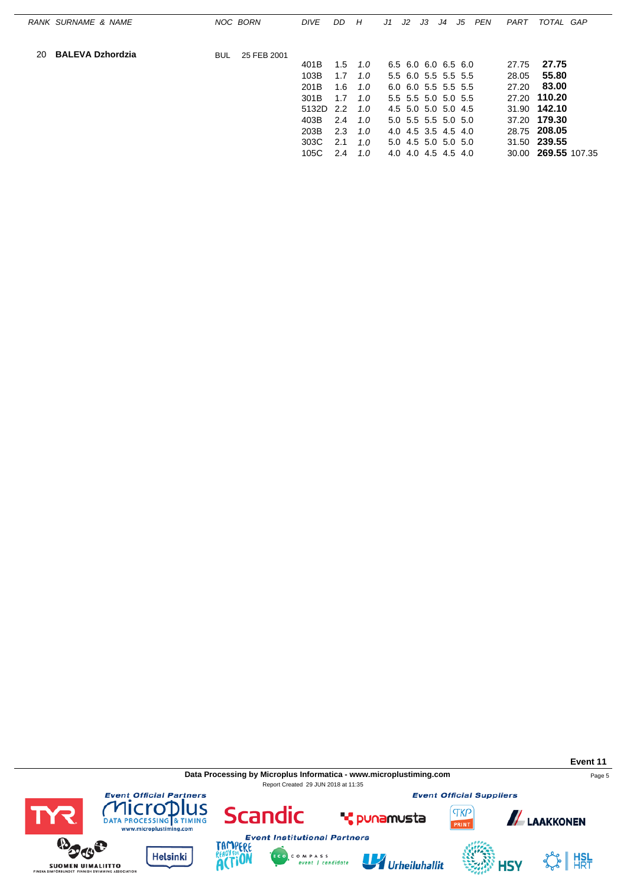| RANK | SURNAME & NAME | NOC | BORN | DIVE | DD | H | J1 | J2 | J3 | J4 | J5 | PEN | PART | TOTAL | GAP |
|---|---|---|---|---|---|---|---|---|---|---|---|---|---|---|---|
| 20 | **BALEVA Dzhordzia** | BUL | 25 FEB 2001 | | | | | | | | | | | | |
| | | | | 401B | 1.5 | *1.0* | 6.5 | 6.0 | 6.0 | 6.5 | 6.0 | | 27.75 | **27.75** | |
| | | | | 103B | 1.7 | *1.0* | 5.5 | 6.0 | 5.5 | 5.5 | 5.5 | | 28.05 | **55.80** | |
| | | | | 201B | 1.6 | *1.0* | 6.0 | 6.0 | 5.5 | 5.5 | 5.5 | | 27.20 | **83.00** | |
| | | | | 301B | 1.7 | *1.0* | 5.5 | 5.5 | 5.0 | 5.0 | 5.5 | | 27.20 | **110.20** | |
| | | | | 5132D | 2.2 | *1.0* | 4.5 | 5.0 | 5.0 | 5.0 | 4.5 | | 31.90 | **142.10** | |
| | | | | 403B | 2.4 | *1.0* | 5.0 | 5.5 | 5.5 | 5.0 | 5.0 | | 37.20 | **179.30** | |
| | | | | 203B | 2.3 | *1.0* | 4.0 | 4.5 | 3.5 | 4.5 | 4.0 | | 28.75 | **208.05** | |
| | | | | 303C | 2.1 | *1.0* | 5.0 | 4.5 | 5.0 | 5.0 | 5.0 | | 31.50 | **239.55** | |
| | | | | 105C | 2.4 | *1.0* | 4.0 | 4.0 | 4.5 | 4.5 | 4.0 | | 30.00 | **269.55** | 107.35 |

**Event 11**

**Data Processing by Microplus Informatica - www.microplustiming.com**

Report Created 29 JUN 2018 at 11:35

*Event Official Partners*

*Event Official Suppliers*

*Event Institutional Partners*